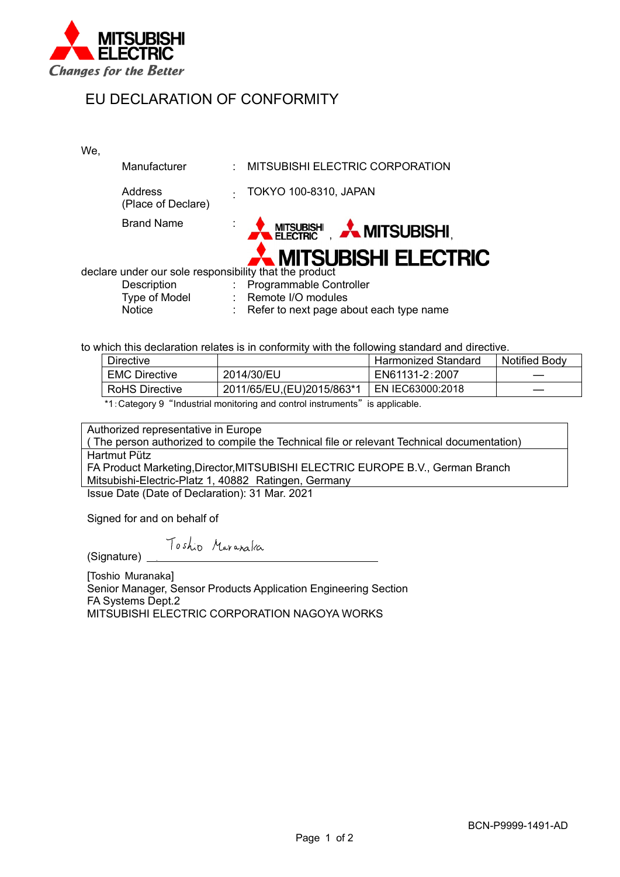MITSUBISHI ELECTRIC
*Changes for the Better*

# EU DECLARATION OF CONFORMITY

We,

| | | |
|---|---|---|
| Manufacturer | : | MITSUBISHI ELECTRIC CORPORATION |
| Address (Place of Declare) | : | TOKYO 100-8310, JAPAN |
| Brand Name | : | MITSUBISHI ELECTRIC, MITSUBISHI, MITSUBISHI ELECTRIC |

declare under our sole responsibility that the product

| | | |
|---|---|---|
| Description | : | Programmable Controller |
| Type of Model | : | Remote I/O modules |
| Notice | : | Refer to next page about each type name |

to which this declaration relates is in conformity with the following standard and directive.

| Directive | | Harmonized Standard | Notified Body |
|---|---|---|---|
| EMC Directive | 2014/30/EU | EN61131-2:2007 | — |
| RoHS Directive | 2011/65/EU,(EU)2015/863*1 | EN IEC63000:2018 | — |

*1:Category 9 "Industrial monitoring and control instruments" is applicable.

| Authorized representative in Europe<br>( The person authorized to compile the Technical file or relevant Technical documentation) |
|---|
| Hartmut Pütz<br>FA Product Marketing,Director,MITSUBISHI ELECTRIC EUROPE B.V., German Branch<br>Mitsubishi-Electric-Platz 1, 40882 Ratingen, Germany |

Issue Date (Date of Declaration): 31 Mar. 2021

Signed for and on behalf of

(Signature) Toshio Muranaka

[Toshio Muranaka]
Senior Manager, Sensor Products Application Engineering Section
FA Systems Dept.2
MITSUBISHI ELECTRIC CORPORATION NAGOYA WORKS

BCN-P9999-1491-AD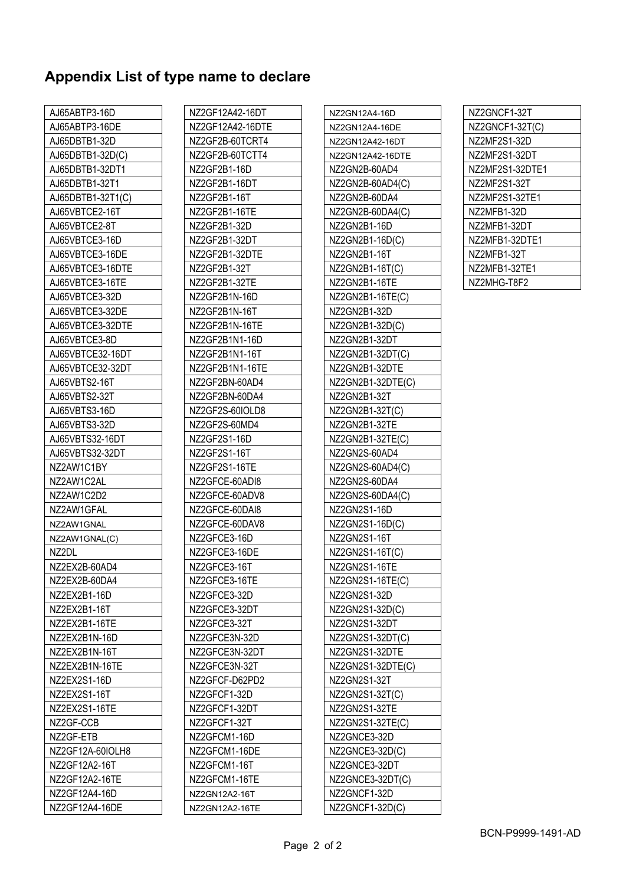## Appendix List of type name to declare

| | | | |
|---|---|---|---|
| AJ65ABTP3-16D | NZ2GF12A42-16DT | NZ2GN12A4-16D | NZ2GNCF1-32T |
| AJ65ABTP3-16DE | NZ2GF12A42-16DTE | NZ2GN12A4-16DE | NZ2GNCF1-32T(C) |
| AJ65DBTB1-32D | NZ2GF2B-60TCRT4 | NZ2GN12A42-16DT | NZ2MF2S1-32D |
| AJ65DBTB1-32D(C) | NZ2GF2B-60TCTT4 | NZ2GN12A42-16DTE | NZ2MF2S1-32DT |
| AJ65DBTB1-32DT1 | NZ2GF2B1-16D | NZ2GN2B-60AD4 | NZ2MF2S1-32DTE1 |
| AJ65DBTB1-32T1 | NZ2GF2B1-16DT | NZ2GN2B-60AD4(C) | NZ2MF2S1-32T |
| AJ65DBTB1-32T1(C) | NZ2GF2B1-16T | NZ2GN2B-60DA4 | NZ2MF2S1-32TE1 |
| AJ65VBTCE2-16T | NZ2GF2B1-16TE | NZ2GN2B-60DA4(C) | NZ2MFB1-32D |
| AJ65VBTCE2-8T | NZ2GF2B1-32D | NZ2GN2B1-16D | NZ2MFB1-32DT |
| AJ65VBTCE3-16D | NZ2GF2B1-32DT | NZ2GN2B1-16D(C) | NZ2MFB1-32DTE1 |
| AJ65VBTCE3-16DE | NZ2GF2B1-32DTE | NZ2GN2B1-16T | NZ2MFB1-32T |
| AJ65VBTCE3-16DTE | NZ2GF2B1-32T | NZ2GN2B1-16T(C) | NZ2MFB1-32TE1 |
| AJ65VBTCE3-16TE | NZ2GF2B1-32TE | NZ2GN2B1-16TE | NZ2MHG-T8F2 |
| AJ65VBTCE3-32D | NZ2GF2B1N-16D | NZ2GN2B1-16TE(C) | |
| AJ65VBTCE3-32DE | NZ2GF2B1N-16T | NZ2GN2B1-32D | |
| AJ65VBTCE3-32DTE | NZ2GF2B1N-16TE | NZ2GN2B1-32D(C) | |
| AJ65VBTCE3-8D | NZ2GF2B1N1-16D | NZ2GN2B1-32DT | |
| AJ65VBTCE32-16DT | NZ2GF2B1N1-16T | NZ2GN2B1-32DT(C) | |
| AJ65VBTCE32-32DT | NZ2GF2B1N1-16TE | NZ2GN2B1-32DTE | |
| AJ65VBTS2-16T | NZ2GF2BN-60AD4 | NZ2GN2B1-32DTE(C) | |
| AJ65VBTS2-32T | NZ2GF2BN-60DA4 | NZ2GN2B1-32T | |
| AJ65VBTS3-16D | NZ2GF2S-60IOLD8 | NZ2GN2B1-32T(C) | |
| AJ65VBTS3-32D | NZ2GF2S-60MD4 | NZ2GN2B1-32TE | |
| AJ65VBTS32-16DT | NZ2GF2S1-16D | NZ2GN2B1-32TE(C) | |
| AJ65VBTS32-32DT | NZ2GF2S1-16T | NZ2GN2S-60AD4 | |
| NZ2AW1C1BY | NZ2GF2S1-16TE | NZ2GN2S-60AD4(C) | |
| NZ2AW1C2AL | NZ2GFCE-60ADI8 | NZ2GN2S-60DA4 | |
| NZ2AW1C2D2 | NZ2GFCE-60ADV8 | NZ2GN2S-60DA4(C) | |
| NZ2AW1GFAL | NZ2GFCE-60DAI8 | NZ2GN2S1-16D | |
| NZ2AW1GNAL | NZ2GFCE-60DAV8 | NZ2GN2S1-16D(C) | |
| NZ2AW1GNAL(C) | NZ2GFCE3-16D | NZ2GN2S1-16T | |
| NZ2DL | NZ2GFCE3-16DE | NZ2GN2S1-16T(C) | |
| NZ2EX2B-60AD4 | NZ2GFCE3-16T | NZ2GN2S1-16TE | |
| NZ2EX2B-60DA4 | NZ2GFCE3-16TE | NZ2GN2S1-16TE(C) | |
| NZ2EX2B1-16D | NZ2GFCE3-32D | NZ2GN2S1-32D | |
| NZ2EX2B1-16T | NZ2GFCE3-32DT | NZ2GN2S1-32D(C) | |
| NZ2EX2B1-16TE | NZ2GFCE3-32T | NZ2GN2S1-32DT | |
| NZ2EX2B1N-16D | NZ2GFCE3N-32D | NZ2GN2S1-32DT(C) | |
| NZ2EX2B1N-16T | NZ2GFCE3N-32DT | NZ2GN2S1-32DTE | |
| NZ2EX2B1N-16TE | NZ2GFCE3N-32T | NZ2GN2S1-32DTE(C) | |
| NZ2EX2S1-16D | NZ2GFCF-D62PD2 | NZ2GN2S1-32T | |
| NZ2EX2S1-16T | NZ2GFCF1-32D | NZ2GN2S1-32T(C) | |
| NZ2EX2S1-16TE | NZ2GFCF1-32DT | NZ2GN2S1-32TE | |
| NZ2GF-CCB | NZ2GFCF1-32T | NZ2GN2S1-32TE(C) | |
| NZ2GF-ETB | NZ2GFCM1-16D | NZ2GNCE3-32D | |
| NZ2GF12A-60IOLH8 | NZ2GFCM1-16DE | NZ2GNCE3-32D(C) | |
| NZ2GF12A2-16T | NZ2GFCM1-16T | NZ2GNCE3-32DT | |
| NZ2GF12A2-16TE | NZ2GFCM1-16TE | NZ2GNCE3-32DT(C) | |
| NZ2GF12A4-16D | NZ2GN12A2-16T | NZ2GNCF1-32D | |
| NZ2GF12A4-16DE | NZ2GN12A2-16TE | NZ2GNCF1-32D(C) | |

BCN-P9999-1491-AD